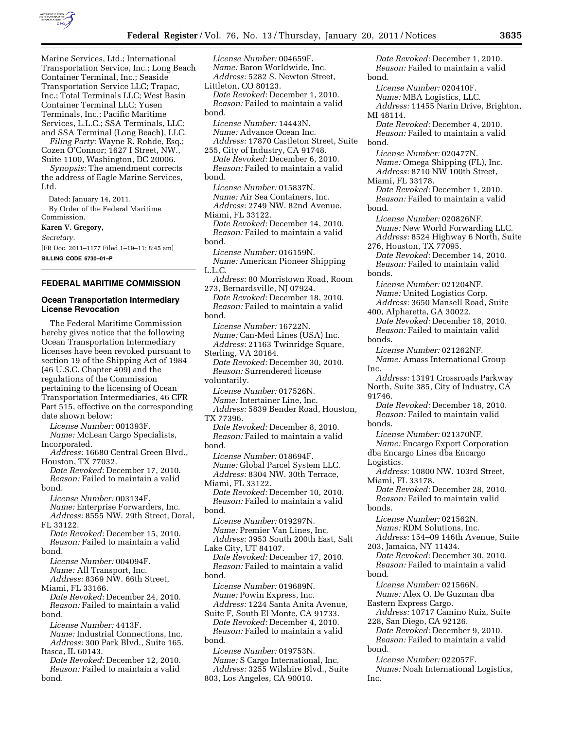Marine Services, Ltd.; International Transportation Service, Inc.; Long Beach Container Terminal, Inc.; Seaside Transportation Service LLC; Trapac, Inc.; Total Terminals LLC; West Basin Container Terminal LLC; Yusen Terminals, Inc.; Pacific Maritime Services, L.L.C.; SSA Terminals, LLC; and SSA Terminal (Long Beach), LLC.

*Filing Party:* Wayne R. Rohde, Esq.; Cozen O'Connor; 1627 I Street, NW., Suite 1100, Washington, DC 20006.

*Synopsis:* The amendment corrects the address of Eagle Marine Services, Ltd.

Dated: January 14, 2011.

By Order of the Federal Maritime Commission.

**Karen V. Gregory,**

*Secretary.*

[FR Doc. 2011–1177 Filed 1–19–11; 8:45 am]

**BILLING CODE 6730–01–P**

## FEDERAL MARITIME COMMISSION

### Ocean Transportation Intermediary License Revocation

The Federal Maritime Commission hereby gives notice that the following Ocean Transportation Intermediary licenses have been revoked pursuant to section 19 of the Shipping Act of 1984 (46 U.S.C. Chapter 409) and the regulations of the Commission pertaining to the licensing of Ocean Transportation Intermediaries, 46 CFR Part 515, effective on the corresponding date shown below:

*License Number:* 001393F.
*Name:* McLean Cargo Specialists, Incorporated.
*Address:* 16680 Central Green Blvd., Houston, TX 77032.
*Date Revoked:* December 17, 2010.
*Reason:* Failed to maintain a valid bond.

*License Number:* 003134F.
*Name:* Enterprise Forwarders, Inc.
*Address:* 8555 NW. 29th Street, Doral, FL 33122.
*Date Revoked:* December 15, 2010.
*Reason:* Failed to maintain a valid bond.

*License Number:* 004094F.
*Name:* All Transport, Inc.
*Address:* 8369 NW. 66th Street, Miami, FL 33166.
*Date Revoked:* December 24, 2010.
*Reason:* Failed to maintain a valid bond.

*License Number:* 4413F.
*Name:* Industrial Connections, Inc.
*Address:* 300 Park Blvd., Suite 165, Itasca, IL 60143.
*Date Revoked:* December 12, 2010.
*Reason:* Failed to maintain a valid bond.

*License Number:* 004659F.
*Name:* Baron Worldwide, Inc.
*Address:* 5282 S. Newton Street, Littleton, CO 80123.
*Date Revoked:* December 1, 2010.
*Reason:* Failed to maintain a valid bond.

*License Number:* 14443N.
*Name:* Advance Ocean Inc.
*Address:* 17870 Castleton Street, Suite 255, City of Industry, CA 91748.
*Date Revoked:* December 6, 2010.
*Reason:* Failed to maintain a valid bond.

*License Number:* 015837N.
*Name:* Air Sea Containers, Inc.
*Address:* 2749 NW. 82nd Avenue, Miami, FL 33122.
*Date Revoked:* December 14, 2010.
*Reason:* Failed to maintain a valid bond.

*License Number:* 016159N.
*Name:* American Pioneer Shipping L.L.C.
*Address:* 80 Morristown Road, Room 273, Bernardsville, NJ 07924.
*Date Revoked:* December 18, 2010.
*Reason:* Failed to maintain a valid bond.

*License Number:* 16722N.
*Name:* Can-Med Lines (USA) Inc.
*Address:* 21163 Twinridge Square, Sterling, VA 20164.
*Date Revoked:* December 30, 2010.
*Reason:* Surrendered license voluntarily.

*License Number:* 017526N.
*Name:* Intertainer Line, Inc.
*Address:* 5839 Bender Road, Houston, TX 77396.
*Date Revoked:* December 8, 2010.
*Reason:* Failed to maintain a valid bond.

*License Number:* 018694F.
*Name:* Global Parcel System LLC.
*Address:* 8304 NW. 30th Terrace, Miami, FL 33122.
*Date Revoked:* December 10, 2010.
*Reason:* Failed to maintain a valid bond.

*License Number:* 019297N.
*Name:* Premier Van Lines, Inc.
*Address:* 3953 South 200th East, Salt Lake City, UT 84107.
*Date Revoked:* December 17, 2010.
*Reason:* Failed to maintain a valid bond.

*License Number:* 019689N.
*Name:* Powin Express, Inc.
*Address:* 1224 Santa Anita Avenue, Suite F, South El Monte, CA 91733.
*Date Revoked:* December 4, 2010.
*Reason:* Failed to maintain a valid bond.

*License Number:* 019753N.
*Name:* S Cargo International, Inc.
*Address:* 3255 Wilshire Blvd., Suite 803, Los Angeles, CA 90010.
*Date Revoked:* December 1, 2010.
*Reason:* Failed to maintain a valid bond.

*License Number:* 020410F.
*Name:* MBA Logistics, LLC.
*Address:* 11455 Narin Drive, Brighton, MI 48114.
*Date Revoked:* December 4, 2010.
*Reason:* Failed to maintain a valid bond.

*License Number:* 020477N.
*Name:* Omega Shipping (FL), Inc.
*Address:* 8710 NW 100th Street, Miami, FL 33178.
*Date Revoked:* December 1, 2010.
*Reason:* Failed to maintain a valid bond.

*License Number:* 020826NF.
*Name:* New World Forwarding LLC.
*Address:* 8524 Highway 6 North, Suite 276, Houston, TX 77095.
*Date Revoked:* December 14, 2010.
*Reason:* Failed to maintain valid bonds.

*License Number:* 021204NF.
*Name:* United Logistics Corp.
*Address:* 3650 Mansell Road, Suite 400, Alpharetta, GA 30022.
*Date Revoked:* December 18, 2010.
*Reason:* Failed to maintain valid bonds.

*License Number:* 021262NF.
*Name:* Amass International Group Inc.
*Address:* 13191 Crossroads Parkway North, Suite 385, City of Industry, CA 91746.
*Date Revoked:* December 18, 2010.
*Reason:* Failed to maintain valid bonds.

*License Number:* 021370NF.
*Name:* Encargo Export Corporation dba Encargo Lines dba Encargo Logistics.
*Address:* 10800 NW. 103rd Street, Miami, FL 33178.
*Date Revoked:* December 28, 2010.
*Reason:* Failed to maintain valid bonds.

*License Number:* 021562N.
*Name:* RDM Solutions, Inc.
*Address:* 154–09 146th Avenue, Suite 203, Jamaica, NY 11434.
*Date Revoked:* December 30, 2010.
*Reason:* Failed to maintain a valid bond.

*License Number:* 021566N.
*Name:* Alex O. De Guzman dba Eastern Express Cargo.
*Address:* 10717 Camino Ruiz, Suite 228, San Diego, CA 92126.
*Date Revoked:* December 9, 2010.
*Reason:* Failed to maintain a valid bond.

*License Number:* 022057F.
*Name:* Noah International Logistics, Inc.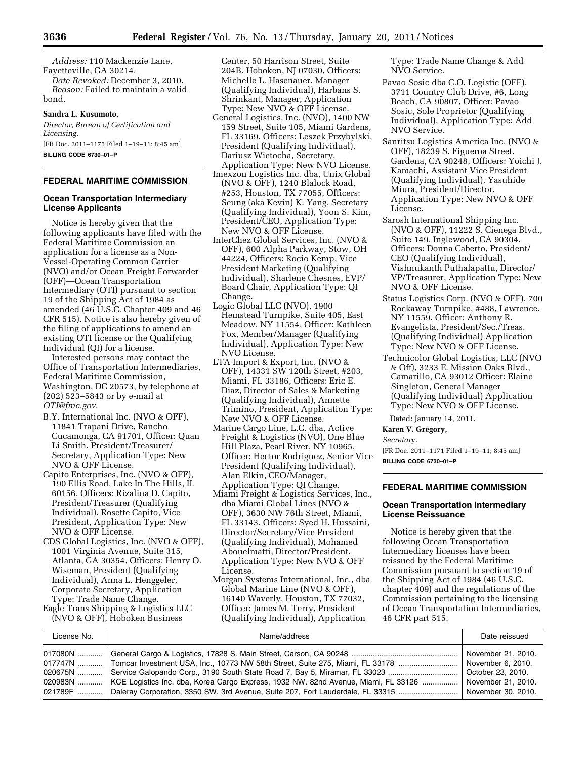*Address:* 110 Mackenzie Lane, Fayetteville, GA 30214.

*Date Revoked:* December 3, 2010.

*Reason:* Failed to maintain a valid bond.

**Sandra L. Kusumoto,**

*Director, Bureau of Certification and Licensing.*

[FR Doc. 2011–1175 Filed 1–19–11; 8:45 am]

**BILLING CODE 6730–01–P**

## FEDERAL MARITIME COMMISSION

### Ocean Transportation Intermediary License Applicants

Notice is hereby given that the following applicants have filed with the Federal Maritime Commission an application for a license as a Non-Vessel-Operating Common Carrier (NVO) and/or Ocean Freight Forwarder (OFF)—Ocean Transportation Intermediary (OTI) pursuant to section 19 of the Shipping Act of 1984 as amended (46 U.S.C. Chapter 409 and 46 CFR 515). Notice is also hereby given of the filing of applications to amend an existing OTI license or the Qualifying Individual (QI) for a license.

Interested persons may contact the Office of Transportation Intermediaries, Federal Maritime Commission, Washington, DC 20573, by telephone at (202) 523–5843 or by e-mail at *OTI@fmc.gov*.

- B.Y. International Inc. (NVO & OFF), 11841 Trapani Drive, Rancho Cucamonga, CA 91701, Officer: Quan Li Smith, President/Treasurer/Secretary, Application Type: New NVO & OFF License.
- Capito Enterprises, Inc. (NVO & OFF), 190 Ellis Road, Lake In The Hills, IL 60156, Officers: Rizalina D. Capito, President/Treasurer (Qualifying Individual), Rosette Capito, Vice President, Application Type: New NVO & OFF License.
- CDS Global Logistics, Inc. (NVO & OFF), 1001 Virginia Avenue, Suite 315, Atlanta, GA 30354, Officers: Henry O. Wiseman, President (Qualifying Individual), Anna L. Henggeler, Corporate Secretary, Application Type: Trade Name Change.
- Eagle Trans Shipping & Logistics LLC (NVO & OFF), Hoboken Business Center, 50 Harrison Street, Suite 204B, Hoboken, NJ 07030, Officers: Michelle L. Hasenauer, Manager (Qualifying Individual), Harbans S. Shrinkant, Manager, Application Type: New NVO & OFF License.
- General Logistics, Inc. (NVO), 1400 NW 159 Street, Suite 105, Miami Gardens, FL 33169, Officers: Leszek Przybylski, President (Qualifying Individual), Dariusz Wietocha, Secretary, Application Type: New NVO License.
- Imexzon Logistics Inc. dba, Unix Global (NVO & OFF), 1240 Blalock Road, #253, Houston, TX 77055, Officers: Seung (aka Kevin) K. Yang, Secretary (Qualifying Individual), Yoon S. Kim, President/CEO, Application Type: New NVO & OFF License.
- InterChez Global Services, Inc. (NVO & OFF), 600 Alpha Parkway, Stow, OH 44224, Officers: Rocio Kemp, Vice President Marketing (Qualifying Individual), Sharlene Chesnes, EVP/Board Chair, Application Type: QI Change.
- Logic Global LLC (NVO), 1900 Hemstead Turnpike, Suite 405, East Meadow, NY 11554, Officer: Kathleen Fox, Member/Manager (Qualifying Individual), Application Type: New NVO License.
- LTA Import & Export, Inc. (NVO & OFF), 14331 SW 120th Street, #203, Miami, FL 33186, Officers: Eric E. Diaz, Director of Sales & Marketing (Qualifying Individual), Annette Trimino, President, Application Type: New NVO & OFF License.
- Marine Cargo Line, L.C. dba, Active Freight & Logistics (NVO), One Blue Hill Plaza, Pearl River, NY 10965, Officer: Hector Rodriguez, Senior Vice President (Qualifying Individual), Alan Elkin, CEO/Manager, Application Type: QI Change.
- Miami Freight & Logistics Services, Inc., dba Miami Global Lines (NVO & OFF), 3630 NW 76th Street, Miami, FL 33143, Officers: Syed H. Hussaini, Director/Secretary/Vice President (Qualifying Individual), Mohamed Abouelmatti, Director/President, Application Type: New NVO & OFF License.
- Morgan Systems International, Inc., dba Global Marine Line (NVO & OFF), 16140 Waverly, Houston, TX 77032, Officer: James M. Terry, President (Qualifying Individual), Application Type: Trade Name Change & Add NVO Service.
- Pavao Sosic dba C.O. Logistic (OFF), 3711 Country Club Drive, #6, Long Beach, CA 90807, Officer: Pavao Sosic, Sole Proprietor (Qualifying Individual), Application Type: Add NVO Service.
- Sanritsu Logistics America Inc. (NVO & OFF), 18239 S. Figueroa Street. Gardena, CA 90248, Officers: Yoichi J. Kamachi, Assistant Vice President (Qualifying Individual), Yasuhide Miura, President/Director, Application Type: New NVO & OFF License.
- Sarosh International Shipping Inc. (NVO & OFF), 11222 S. Cienega Blvd., Suite 149, Inglewood, CA 90304, Officers: Donna Caberto, President/CEO (Qualifying Individual), Vishnukanth Puthalapattu, Director/VP/Treasurer, Application Type: New NVO & OFF License.
- Status Logistics Corp. (NVO & OFF), 700 Rockaway Turnpike, #488, Lawrence, NY 11559, Officer: Anthony R. Evangelista, President/Sec./Treas. (Qualifying Individual) Application Type: New NVO & OFF License.
- Technicolor Global Logistics, LLC (NVO & Off), 3233 E. Mission Oaks Blvd., Camarillo, CA 93012 Officer: Elaine Singleton, General Manager (Qualifying Individual) Application Type: New NVO & OFF License.

Dated: January 14, 2011.

**Karen V. Gregory,**

*Secretary.*

[FR Doc. 2011–1171 Filed 1–19–11; 8:45 am]

**BILLING CODE 6730–01–P**

## FEDERAL MARITIME COMMISSION

### Ocean Transportation Intermediary License Reissuance

Notice is hereby given that the following Ocean Transportation Intermediary licenses have been reissued by the Federal Maritime Commission pursuant to section 19 of the Shipping Act of 1984 (46 U.S.C. chapter 409) and the regulations of the Commission pertaining to the licensing of Ocean Transportation Intermediaries, 46 CFR part 515.

| License No. | Name/address | Date reissued |
|---|---|---|
| 017080N | General Cargo & Logistics, 17828 S. Main Street, Carson, CA 90248 | November 21, 2010. |
| 017747N | Tomcar Investment USA, Inc., 10773 NW 58th Street, Suite 275, Miami, FL 33178 | November 6, 2010. |
| 020675N | Service Galopando Corp., 3190 South State Road 7, Bay 5, Miramar, FL 33023 | October 23, 2010. |
| 020983N | KCE Logistics Inc. dba, Korea Cargo Express, 1932 NW. 82nd Avenue, Miami, FL 33126 | November 21, 2010. |
| 021789F | Daleray Corporation, 3350 SW. 3rd Avenue, Suite 207, Fort Lauderdale, FL 33315 | November 30, 2010. |